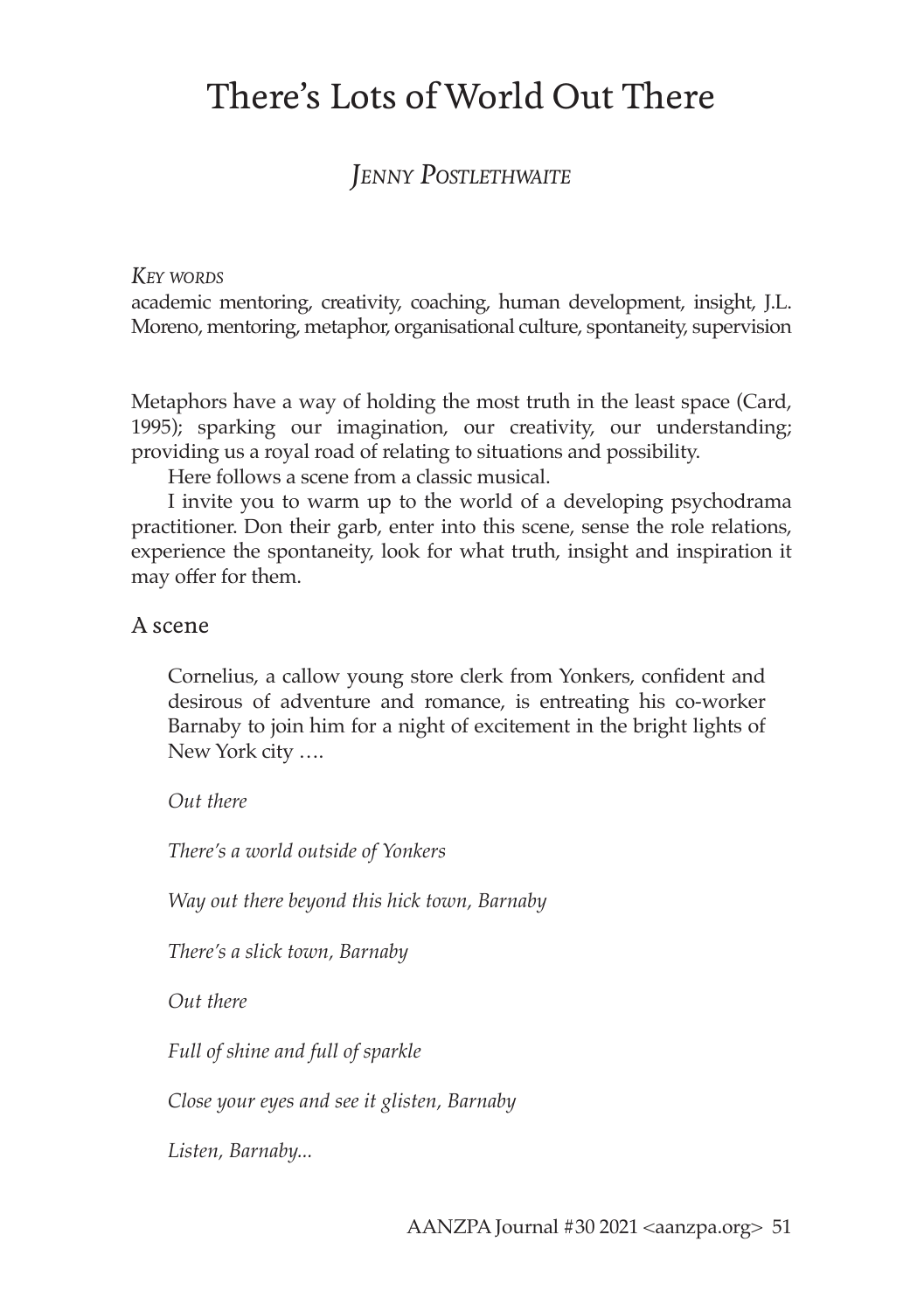# There's Lots of World Out There

## *Jenny Postlethwaite*

*Key words*

academic mentoring, creativity, coaching, human development, insight, J.L. Moreno, mentoring, metaphor, organisational culture, spontaneity, supervision

Metaphors have a way of holding the most truth in the least space (Card, 1995); sparking our imagination, our creativity, our understanding; providing us a royal road of relating to situations and possibility.

Here follows a scene from a classic musical.

I invite you to warm up to the world of a developing psychodrama practitioner. Don their garb, enter into this scene, sense the role relations, experience the spontaneity, look for what truth, insight and inspiration it may offer for them.

### A scene

> Cornelius, a callow young store clerk from Yonkers, confident and desirous of adventure and romance, is entreating his co-worker Barnaby to join him for a night of excitement in the bright lights of New York city ….
>
> *Out there*
>
> *There's a world outside of Yonkers*
>
> *Way out there beyond this hick town, Barnaby*
>
> *There's a slick town, Barnaby*
>
> *Out there*
>
> *Full of shine and full of sparkle*
>
> *Close your eyes and see it glisten, Barnaby*
>
> *Listen, Barnaby...*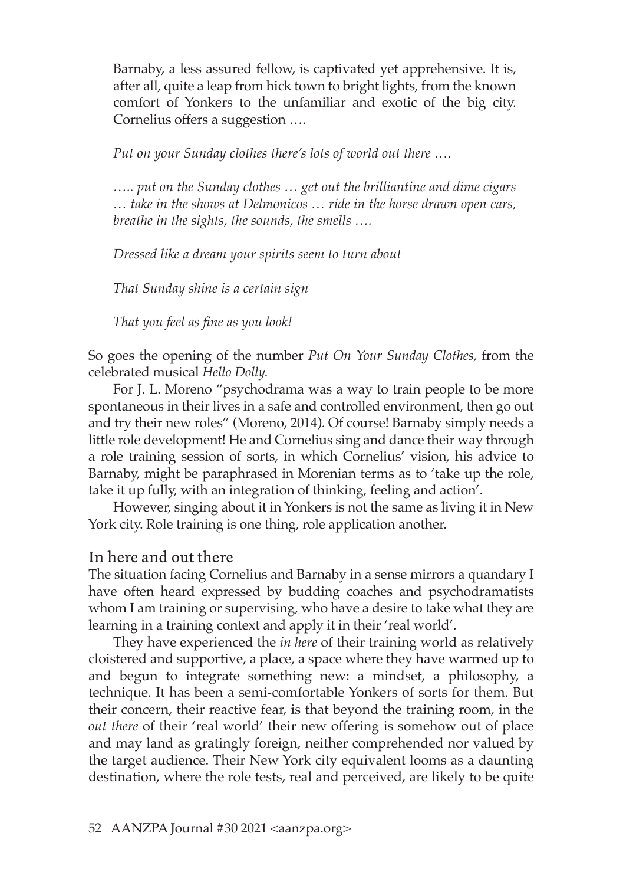Barnaby, a less assured fellow, is captivated yet apprehensive. It is, after all, quite a leap from hick town to bright lights, from the known comfort of Yonkers to the unfamiliar and exotic of the big city. Cornelius offers a suggestion ….

*Put on your Sunday clothes there's lots of world out there ….*

*….. put on the Sunday clothes … get out the brilliantine and dime cigars … take in the shows at Delmonicos … ride in the horse drawn open cars, breathe in the sights, the sounds, the smells ….*

*Dressed like a dream your spirits seem to turn about*

*That Sunday shine is a certain sign*

*That you feel as fine as you look!*

So goes the opening of the number *Put On Your Sunday Clothes,* from the celebrated musical *Hello Dolly.*

For J. L. Moreno "psychodrama was a way to train people to be more spontaneous in their lives in a safe and controlled environment, then go out and try their new roles" (Moreno, 2014). Of course! Barnaby simply needs a little role development! He and Cornelius sing and dance their way through a role training session of sorts, in which Cornelius' vision, his advice to Barnaby, might be paraphrased in Morenian terms as to 'take up the role, take it up fully, with an integration of thinking, feeling and action'.

However, singing about it in Yonkers is not the same as living it in New York city. Role training is one thing, role application another.

## In here and out there

The situation facing Cornelius and Barnaby in a sense mirrors a quandary I have often heard expressed by budding coaches and psychodramatists whom I am training or supervising, who have a desire to take what they are learning in a training context and apply it in their 'real world'.

They have experienced the *in here* of their training world as relatively cloistered and supportive, a place, a space where they have warmed up to and begun to integrate something new: a mindset, a philosophy, a technique. It has been a semi-comfortable Yonkers of sorts for them. But their concern, their reactive fear, is that beyond the training room, in the *out there* of their 'real world' their new offering is somehow out of place and may land as gratingly foreign, neither comprehended nor valued by the target audience. Their New York city equivalent looms as a daunting destination, where the role tests, real and perceived, are likely to be quite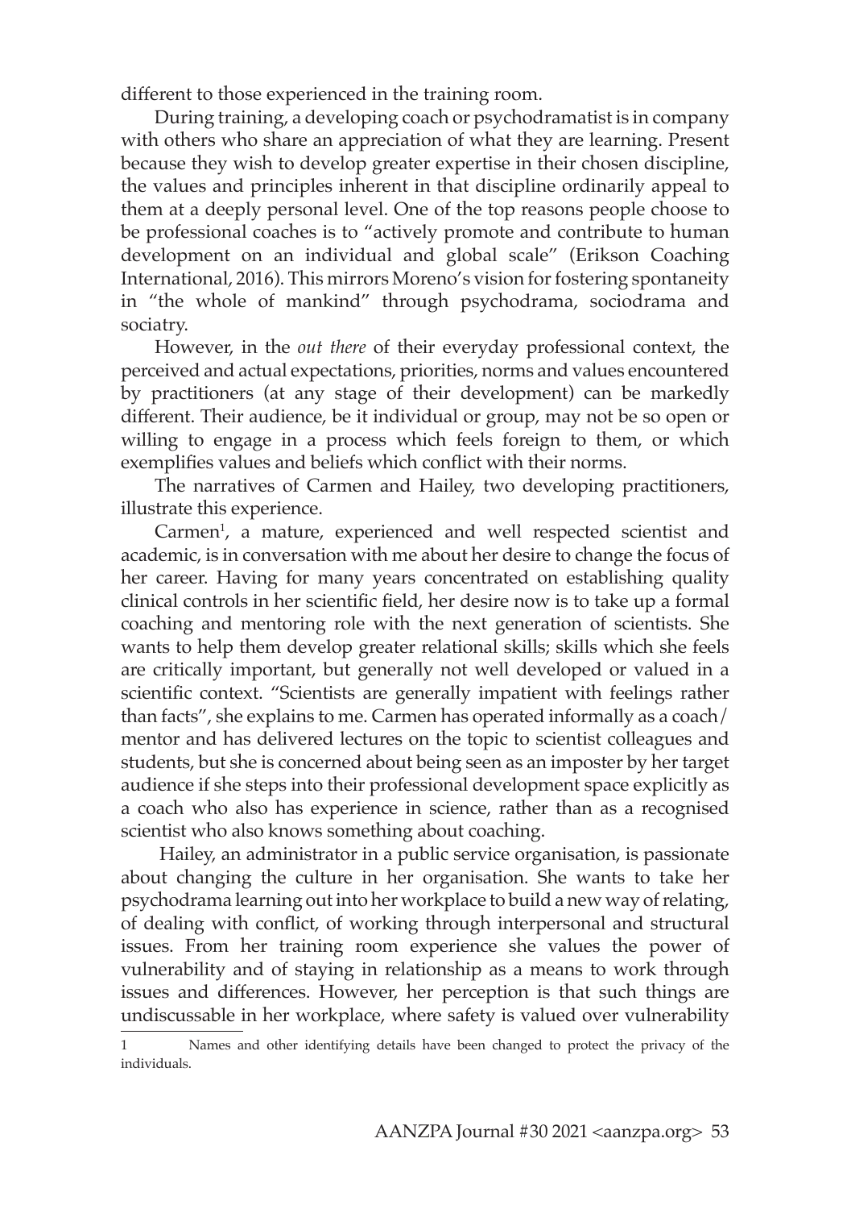different to those experienced in the training room.

During training, a developing coach or psychodramatist is in company with others who share an appreciation of what they are learning. Present because they wish to develop greater expertise in their chosen discipline, the values and principles inherent in that discipline ordinarily appeal to them at a deeply personal level. One of the top reasons people choose to be professional coaches is to "actively promote and contribute to human development on an individual and global scale" (Erikson Coaching International, 2016). This mirrors Moreno's vision for fostering spontaneity in "the whole of mankind" through psychodrama, sociodrama and sociatry.

However, in the *out there* of their everyday professional context, the perceived and actual expectations, priorities, norms and values encountered by practitioners (at any stage of their development) can be markedly different. Their audience, be it individual or group, may not be so open or willing to engage in a process which feels foreign to them, or which exemplifies values and beliefs which conflict with their norms.

The narratives of Carmen and Hailey, two developing practitioners, illustrate this experience.

Carmen[1], a mature, experienced and well respected scientist and academic, is in conversation with me about her desire to change the focus of her career. Having for many years concentrated on establishing quality clinical controls in her scientific field, her desire now is to take up a formal coaching and mentoring role with the next generation of scientists. She wants to help them develop greater relational skills; skills which she feels are critically important, but generally not well developed or valued in a scientific context. "Scientists are generally impatient with feelings rather than facts", she explains to me. Carmen has operated informally as a coach/mentor and has delivered lectures on the topic to scientist colleagues and students, but she is concerned about being seen as an imposter by her target audience if she steps into their professional development space explicitly as a coach who also has experience in science, rather than as a recognised scientist who also knows something about coaching.

Hailey, an administrator in a public service organisation, is passionate about changing the culture in her organisation. She wants to take her psychodrama learning out into her workplace to build a new way of relating, of dealing with conflict, of working through interpersonal and structural issues. From her training room experience she values the power of vulnerability and of staying in relationship as a means to work through issues and differences. However, her perception is that such things are undiscussable in her workplace, where safety is valued over vulnerability

[1] Names and other identifying details have been changed to protect the privacy of the individuals.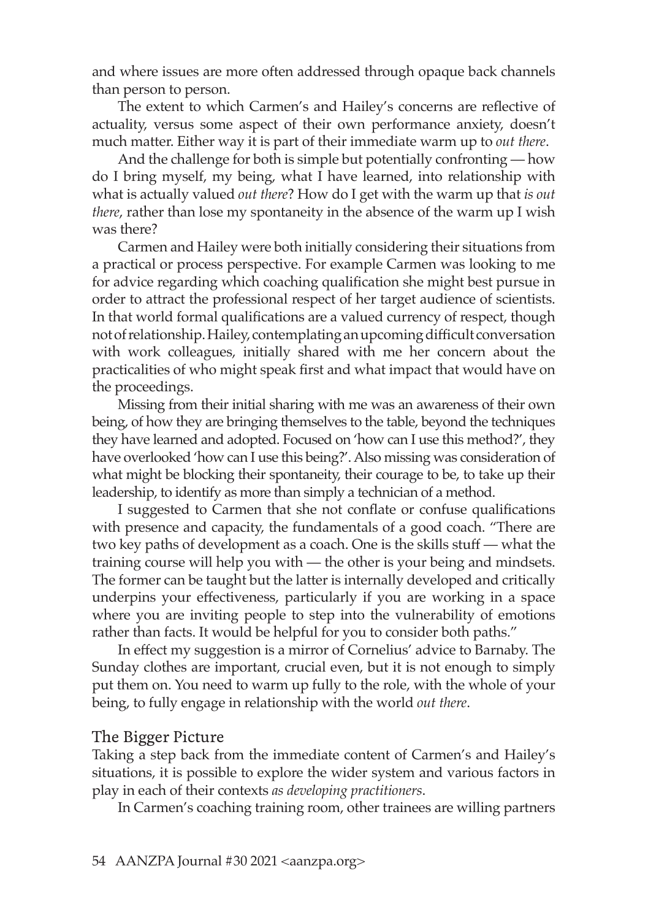and where issues are more often addressed through opaque back channels than person to person.

The extent to which Carmen's and Hailey's concerns are reflective of actuality, versus some aspect of their own performance anxiety, doesn't much matter. Either way it is part of their immediate warm up to *out there*.

And the challenge for both is simple but potentially confronting — how do I bring myself, my being, what I have learned, into relationship with what is actually valued *out there*? How do I get with the warm up that *is out there*, rather than lose my spontaneity in the absence of the warm up I wish was there?

Carmen and Hailey were both initially considering their situations from a practical or process perspective. For example Carmen was looking to me for advice regarding which coaching qualification she might best pursue in order to attract the professional respect of her target audience of scientists. In that world formal qualifications are a valued currency of respect, though not of relationship. Hailey, contemplating an upcoming difficult conversation with work colleagues, initially shared with me her concern about the practicalities of who might speak first and what impact that would have on the proceedings.

Missing from their initial sharing with me was an awareness of their own being, of how they are bringing themselves to the table, beyond the techniques they have learned and adopted. Focused on 'how can I use this method?', they have overlooked 'how can I use this being?'. Also missing was consideration of what might be blocking their spontaneity, their courage to be, to take up their leadership, to identify as more than simply a technician of a method.

I suggested to Carmen that she not conflate or confuse qualifications with presence and capacity, the fundamentals of a good coach. "There are two key paths of development as a coach. One is the skills stuff — what the training course will help you with — the other is your being and mindsets. The former can be taught but the latter is internally developed and critically underpins your effectiveness, particularly if you are working in a space where you are inviting people to step into the vulnerability of emotions rather than facts. It would be helpful for you to consider both paths."

In effect my suggestion is a mirror of Cornelius' advice to Barnaby. The Sunday clothes are important, crucial even, but it is not enough to simply put them on. You need to warm up fully to the role, with the whole of your being, to fully engage in relationship with the world *out there*.

## The Bigger Picture

Taking a step back from the immediate content of Carmen's and Hailey's situations, it is possible to explore the wider system and various factors in play in each of their contexts *as developing practitioners*.

In Carmen's coaching training room, other trainees are willing partners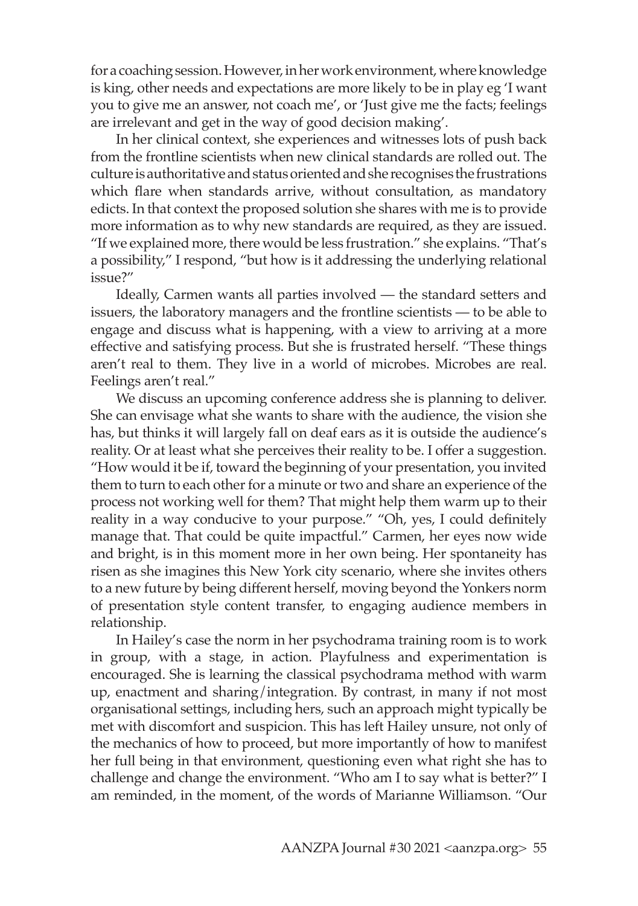for a coaching session. However, in her work environment, where knowledge is king, other needs and expectations are more likely to be in play eg 'I want you to give me an answer, not coach me', or 'Just give me the facts; feelings are irrelevant and get in the way of good decision making'.

In her clinical context, she experiences and witnesses lots of push back from the frontline scientists when new clinical standards are rolled out. The culture is authoritative and status oriented and she recognises the frustrations which flare when standards arrive, without consultation, as mandatory edicts. In that context the proposed solution she shares with me is to provide more information as to why new standards are required, as they are issued. "If we explained more, there would be less frustration." she explains. "That's a possibility," I respond, "but how is it addressing the underlying relational issue?"

Ideally, Carmen wants all parties involved — the standard setters and issuers, the laboratory managers and the frontline scientists — to be able to engage and discuss what is happening, with a view to arriving at a more effective and satisfying process. But she is frustrated herself. "These things aren't real to them. They live in a world of microbes. Microbes are real. Feelings aren't real."

We discuss an upcoming conference address she is planning to deliver. She can envisage what she wants to share with the audience, the vision she has, but thinks it will largely fall on deaf ears as it is outside the audience's reality. Or at least what she perceives their reality to be. I offer a suggestion. "How would it be if, toward the beginning of your presentation, you invited them to turn to each other for a minute or two and share an experience of the process not working well for them? That might help them warm up to their reality in a way conducive to your purpose." "Oh, yes, I could definitely manage that. That could be quite impactful." Carmen, her eyes now wide and bright, is in this moment more in her own being. Her spontaneity has risen as she imagines this New York city scenario, where she invites others to a new future by being different herself, moving beyond the Yonkers norm of presentation style content transfer, to engaging audience members in relationship.

In Hailey's case the norm in her psychodrama training room is to work in group, with a stage, in action. Playfulness and experimentation is encouraged. She is learning the classical psychodrama method with warm up, enactment and sharing/integration. By contrast, in many if not most organisational settings, including hers, such an approach might typically be met with discomfort and suspicion. This has left Hailey unsure, not only of the mechanics of how to proceed, but more importantly of how to manifest her full being in that environment, questioning even what right she has to challenge and change the environment. "Who am I to say what is better?" I am reminded, in the moment, of the words of Marianne Williamson. "Our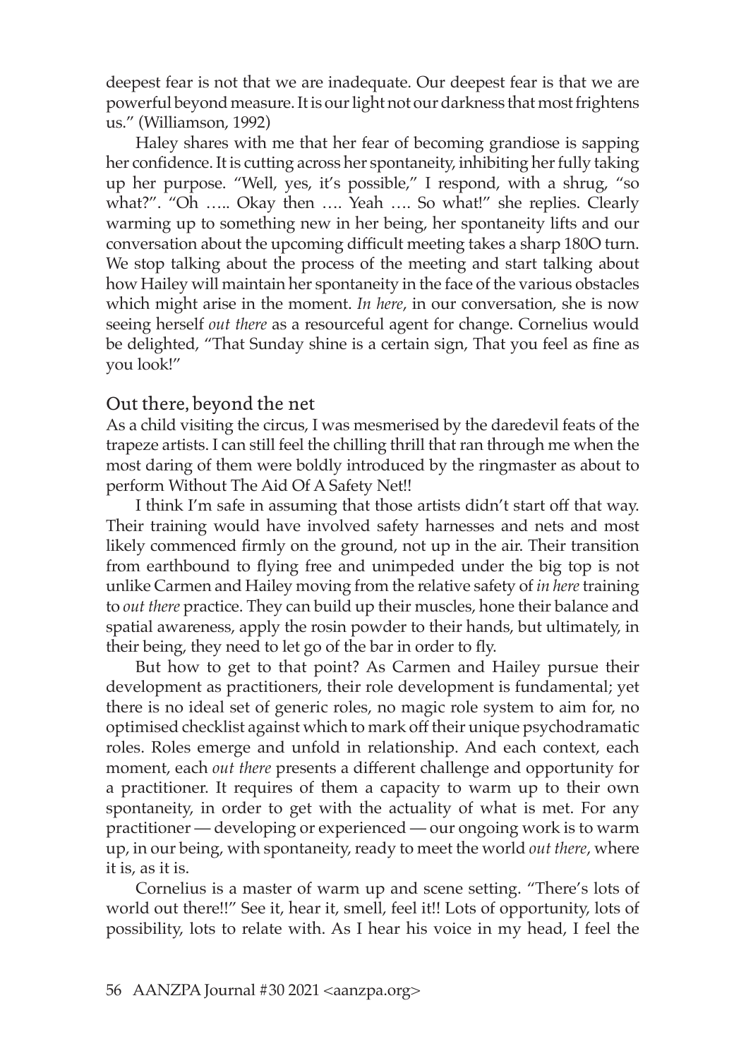deepest fear is not that we are inadequate. Our deepest fear is that we are powerful beyond measure. It is our light not our darkness that most frightens us." (Williamson, 1992)

Haley shares with me that her fear of becoming grandiose is sapping her confidence. It is cutting across her spontaneity, inhibiting her fully taking up her purpose. "Well, yes, it's possible," I respond, with a shrug, "so what?". "Oh ….. Okay then …. Yeah …. So what!" she replies. Clearly warming up to something new in her being, her spontaneity lifts and our conversation about the upcoming difficult meeting takes a sharp 180O turn. We stop talking about the process of the meeting and start talking about how Hailey will maintain her spontaneity in the face of the various obstacles which might arise in the moment. *In here*, in our conversation, she is now seeing herself *out there* as a resourceful agent for change. Cornelius would be delighted, "That Sunday shine is a certain sign, That you feel as fine as you look!"

## Out there, beyond the net

As a child visiting the circus, I was mesmerised by the daredevil feats of the trapeze artists. I can still feel the chilling thrill that ran through me when the most daring of them were boldly introduced by the ringmaster as about to perform Without The Aid Of A Safety Net!!

I think I'm safe in assuming that those artists didn't start off that way. Their training would have involved safety harnesses and nets and most likely commenced firmly on the ground, not up in the air. Their transition from earthbound to flying free and unimpeded under the big top is not unlike Carmen and Hailey moving from the relative safety of *in here* training to *out there* practice. They can build up their muscles, hone their balance and spatial awareness, apply the rosin powder to their hands, but ultimately, in their being, they need to let go of the bar in order to fly.

But how to get to that point? As Carmen and Hailey pursue their development as practitioners, their role development is fundamental; yet there is no ideal set of generic roles, no magic role system to aim for, no optimised checklist against which to mark off their unique psychodramatic roles. Roles emerge and unfold in relationship. And each context, each moment, each *out there* presents a different challenge and opportunity for a practitioner. It requires of them a capacity to warm up to their own spontaneity, in order to get with the actuality of what is met. For any practitioner — developing or experienced — our ongoing work is to warm up, in our being, with spontaneity, ready to meet the world *out there*, where it is, as it is.

Cornelius is a master of warm up and scene setting. "There's lots of world out there!!" See it, hear it, smell, feel it!! Lots of opportunity, lots of possibility, lots to relate with. As I hear his voice in my head, I feel the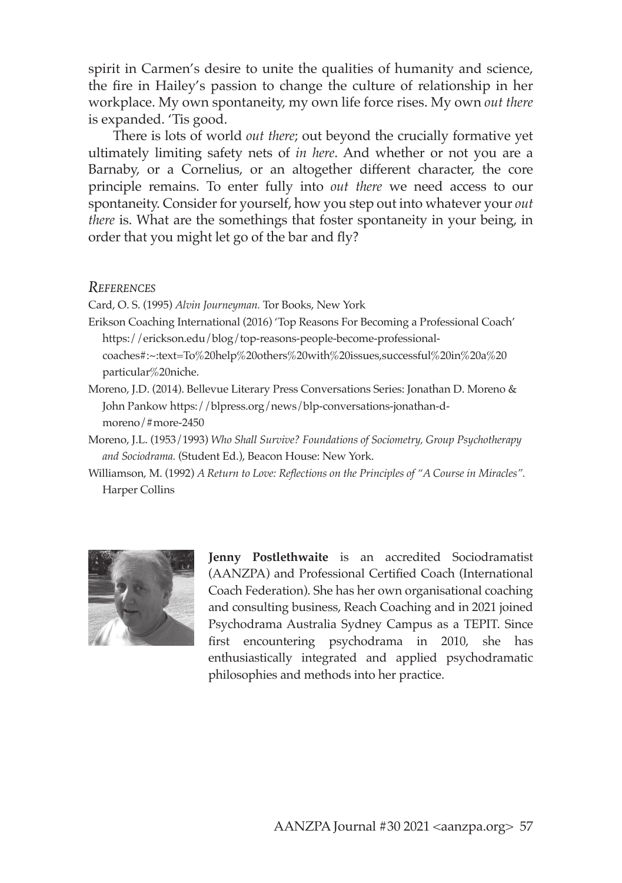spirit in Carmen's desire to unite the qualities of humanity and science, the fire in Hailey's passion to change the culture of relationship in her workplace. My own spontaneity, my own life force rises. My own *out there* is expanded. 'Tis good.

There is lots of world *out there*; out beyond the crucially formative yet ultimately limiting safety nets of *in here*. And whether or not you are a Barnaby, or a Cornelius, or an altogether different character, the core principle remains. To enter fully into *out there* we need access to our spontaneity. Consider for yourself, how you step out into whatever your *out there* is. What are the somethings that foster spontaneity in your being, in order that you might let go of the bar and fly?

## *References*

Card, O. S. (1995) *Alvin Journeyman.* Tor Books, New York

Erikson Coaching International (2016) 'Top Reasons For Becoming a Professional Coach' https://erickson.edu/blog/top-reasons-people-become-professional-coaches#:~:text=To%20help%20others%20with%20issues,successful%20in%20a%20particular%20niche.

Moreno, J.D. (2014). Bellevue Literary Press Conversations Series: Jonathan D. Moreno & John Pankow https://blpress.org/news/blp-conversations-jonathan-d-moreno/#more-2450

Moreno, J.L. (1953/1993) *Who Shall Survive? Foundations of Sociometry, Group Psychotherapy and Sociodrama.* (Student Ed.), Beacon House: New York.

Williamson, M. (1992) *A Return to Love: Reflections on the Principles of "A Course in Miracles".* Harper Collins

**Jenny Postlethwaite** is an accredited Sociodramatist (AANZPA) and Professional Certified Coach (International Coach Federation). She has her own organisational coaching and consulting business, Reach Coaching and in 2021 joined Psychodrama Australia Sydney Campus as a TEPIT. Since first encountering psychodrama in 2010, she has enthusiastically integrated and applied psychodramatic philosophies and methods into her practice.